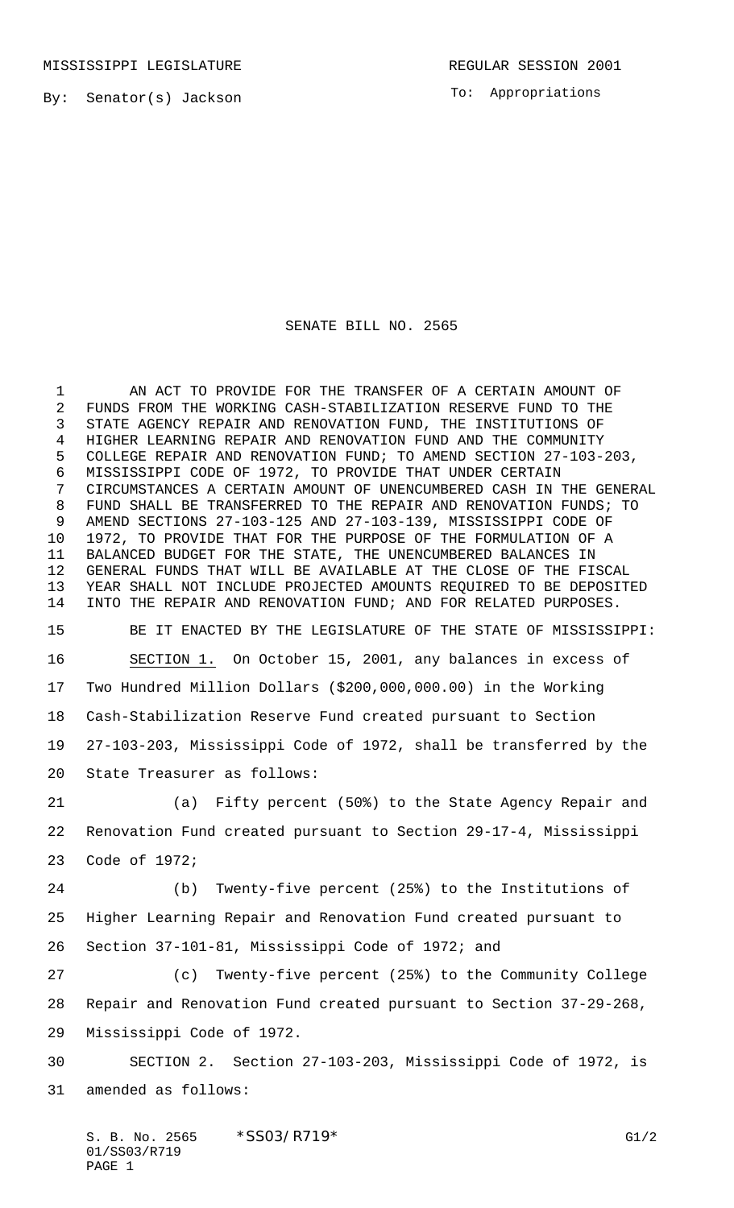MISSISSIPPI LEGISLATURE REGULAR SESSION 2001

By: Senator(s) Jackson

To: Appropriations

# SENATE BILL NO. 2565

AN ACT TO PROVIDE FOR THE TRANSFER OF A CERTAIN AMOUNT OF FUNDS FROM THE WORKING CASH-STABILIZATION RESERVE FUND TO THE STATE AGENCY REPAIR AND RENOVATION FUND, THE INSTITUTIONS OF HIGHER LEARNING REPAIR AND RENOVATION FUND AND THE COMMUNITY COLLEGE REPAIR AND RENOVATION FUND; TO AMEND SECTION 27-103-203, MISSISSIPPI CODE OF 1972, TO PROVIDE THAT UNDER CERTAIN CIRCUMSTANCES A CERTAIN AMOUNT OF UNENCUMBERED CASH IN THE GENERAL FUND SHALL BE TRANSFERRED TO THE REPAIR AND RENOVATION FUNDS; TO AMEND SECTIONS 27-103-125 AND 27-103-139, MISSISSIPPI CODE OF 1972, TO PROVIDE THAT FOR THE PURPOSE OF THE FORMULATION OF A BALANCED BUDGET FOR THE STATE, THE UNENCUMBERED BALANCES IN GENERAL FUNDS THAT WILL BE AVAILABLE AT THE CLOSE OF THE FISCAL YEAR SHALL NOT INCLUDE PROJECTED AMOUNTS REQUIRED TO BE DEPOSITED INTO THE REPAIR AND RENOVATION FUND; AND FOR RELATED PURPOSES.

BE IT ENACTED BY THE LEGISLATURE OF THE STATE OF MISSISSIPPI:

SECTION 1. On October 15, 2001, any balances in excess of Two Hundred Million Dollars ($200,000,000.00) in the Working Cash-Stabilization Reserve Fund created pursuant to Section 27-103-203, Mississippi Code of 1972, shall be transferred by the State Treasurer as follows:

(a) Fifty percent (50%) to the State Agency Repair and Renovation Fund created pursuant to Section 29-17-4, Mississippi Code of 1972;

(b) Twenty-five percent (25%) to the Institutions of Higher Learning Repair and Renovation Fund created pursuant to Section 37-101-81, Mississippi Code of 1972; and

(c) Twenty-five percent (25%) to the Community College Repair and Renovation Fund created pursuant to Section 37-29-268, Mississippi Code of 1972.

SECTION 2. Section 27-103-203, Mississippi Code of 1972, is amended as follows: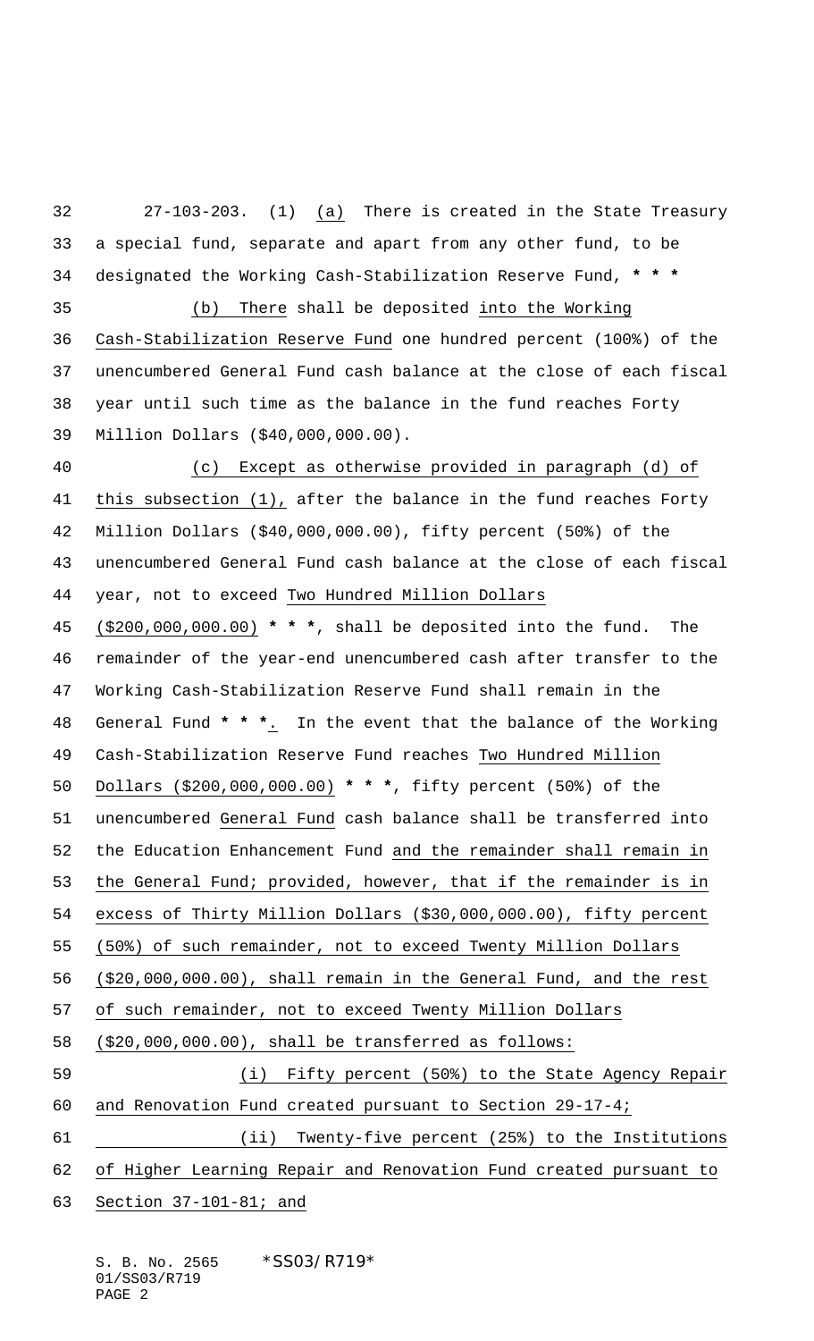27-103-203. (1) (a) There is created in the State Treasury a special fund, separate and apart from any other fund, to be designated the Working Cash-Stabilization Reserve Fund, * * *

(b) There shall be deposited into the Working Cash-Stabilization Reserve Fund one hundred percent (100%) of the unencumbered General Fund cash balance at the close of each fiscal year until such time as the balance in the fund reaches Forty Million Dollars ($40,000,000.00).

(c) Except as otherwise provided in paragraph (d) of this subsection (1), after the balance in the fund reaches Forty Million Dollars ($40,000,000.00), fifty percent (50%) of the unencumbered General Fund cash balance at the close of each fiscal year, not to exceed Two Hundred Million Dollars ($200,000,000.00) * * *, shall be deposited into the fund. The remainder of the year-end unencumbered cash after transfer to the Working Cash-Stabilization Reserve Fund shall remain in the General Fund * * *. In the event that the balance of the Working Cash-Stabilization Reserve Fund reaches Two Hundred Million Dollars ($200,000,000.00) * * *, fifty percent (50%) of the unencumbered General Fund cash balance shall be transferred into the Education Enhancement Fund and the remainder shall remain in the General Fund; provided, however, that if the remainder is in excess of Thirty Million Dollars ($30,000,000.00), fifty percent (50%) of such remainder, not to exceed Twenty Million Dollars ($20,000,000.00), shall remain in the General Fund, and the rest of such remainder, not to exceed Twenty Million Dollars ($20,000,000.00), shall be transferred as follows:

(i) Fifty percent (50%) to the State Agency Repair and Renovation Fund created pursuant to Section 29-17-4;

(ii) Twenty-five percent (25%) to the Institutions of Higher Learning Repair and Renovation Fund created pursuant to Section 37-101-81; and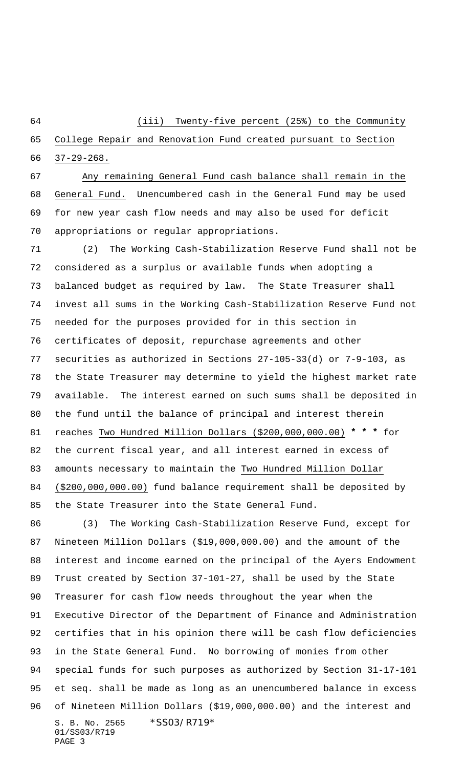(iii) Twenty-five percent (25%) to the Community College Repair and Renovation Fund created pursuant to Section 37-29-268.

Any remaining General Fund cash balance shall remain in the General Fund. Unencumbered cash in the General Fund may be used for new year cash flow needs and may also be used for deficit appropriations or regular appropriations.

(2) The Working Cash-Stabilization Reserve Fund shall not be considered as a surplus or available funds when adopting a balanced budget as required by law. The State Treasurer shall invest all sums in the Working Cash-Stabilization Reserve Fund not needed for the purposes provided for in this section in certificates of deposit, repurchase agreements and other securities as authorized in Sections 27-105-33(d) or 7-9-103, as the State Treasurer may determine to yield the highest market rate available. The interest earned on such sums shall be deposited in the fund until the balance of principal and interest therein reaches Two Hundred Million Dollars ($200,000,000.00) **\* \* \*** for the current fiscal year, and all interest earned in excess of amounts necessary to maintain the Two Hundred Million Dollar ($200,000,000.00) fund balance requirement shall be deposited by the State Treasurer into the State General Fund.

(3) The Working Cash-Stabilization Reserve Fund, except for Nineteen Million Dollars ($19,000,000.00) and the amount of the interest and income earned on the principal of the Ayers Endowment Trust created by Section 37-101-27, shall be used by the State Treasurer for cash flow needs throughout the year when the Executive Director of the Department of Finance and Administration certifies that in his opinion there will be cash flow deficiencies in the State General Fund. No borrowing of monies from other special funds for such purposes as authorized by Section 31-17-101 et seq. shall be made as long as an unencumbered balance in excess of Nineteen Million Dollars ($19,000,000.00) and the interest and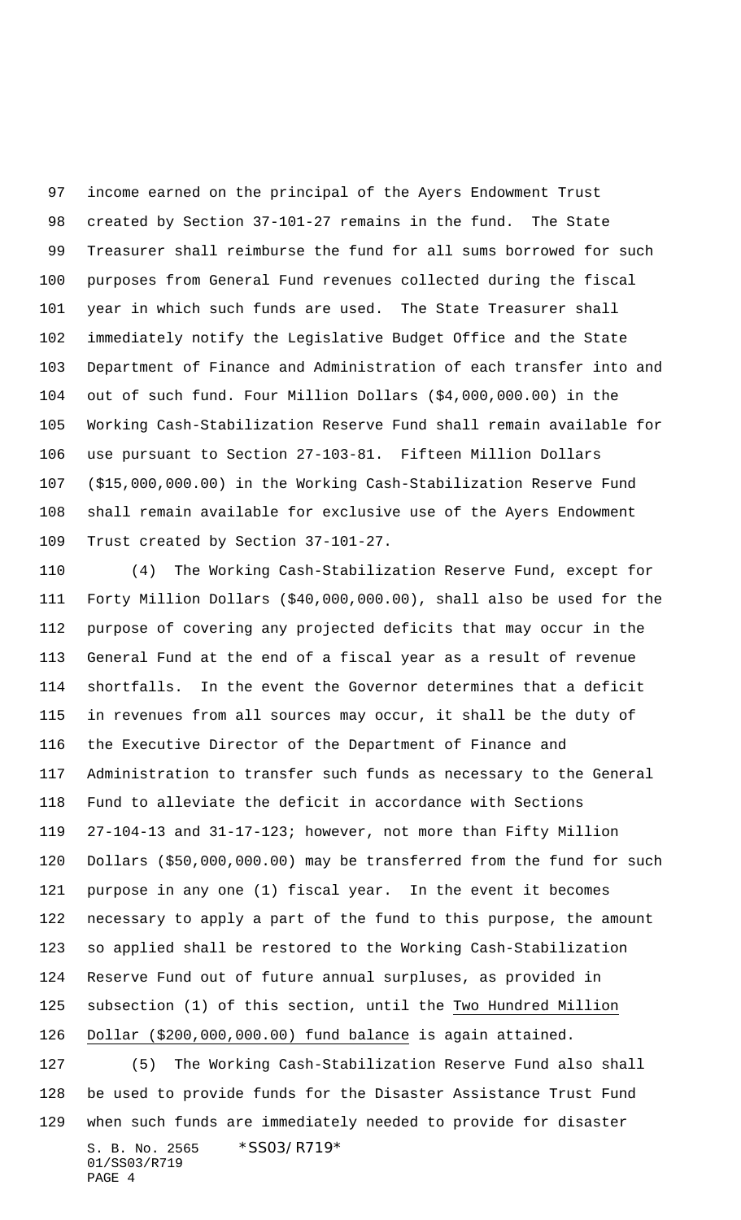income earned on the principal of the Ayers Endowment Trust created by Section 37-101-27 remains in the fund. The State Treasurer shall reimburse the fund for all sums borrowed for such purposes from General Fund revenues collected during the fiscal year in which such funds are used. The State Treasurer shall immediately notify the Legislative Budget Office and the State Department of Finance and Administration of each transfer into and out of such fund. Four Million Dollars ($4,000,000.00) in the Working Cash-Stabilization Reserve Fund shall remain available for use pursuant to Section 27-103-81. Fifteen Million Dollars ($15,000,000.00) in the Working Cash-Stabilization Reserve Fund shall remain available for exclusive use of the Ayers Endowment Trust created by Section 37-101-27.

(4) The Working Cash-Stabilization Reserve Fund, except for Forty Million Dollars ($40,000,000.00), shall also be used for the purpose of covering any projected deficits that may occur in the General Fund at the end of a fiscal year as a result of revenue shortfalls. In the event the Governor determines that a deficit in revenues from all sources may occur, it shall be the duty of the Executive Director of the Department of Finance and Administration to transfer such funds as necessary to the General Fund to alleviate the deficit in accordance with Sections 27-104-13 and 31-17-123; however, not more than Fifty Million Dollars ($50,000,000.00) may be transferred from the fund for such purpose in any one (1) fiscal year. In the event it becomes necessary to apply a part of the fund to this purpose, the amount so applied shall be restored to the Working Cash-Stabilization Reserve Fund out of future annual surpluses, as provided in subsection (1) of this section, until the Two Hundred Million Dollar ($200,000,000.00) fund balance is again attained.

(5) The Working Cash-Stabilization Reserve Fund also shall be used to provide funds for the Disaster Assistance Trust Fund when such funds are immediately needed to provide for disaster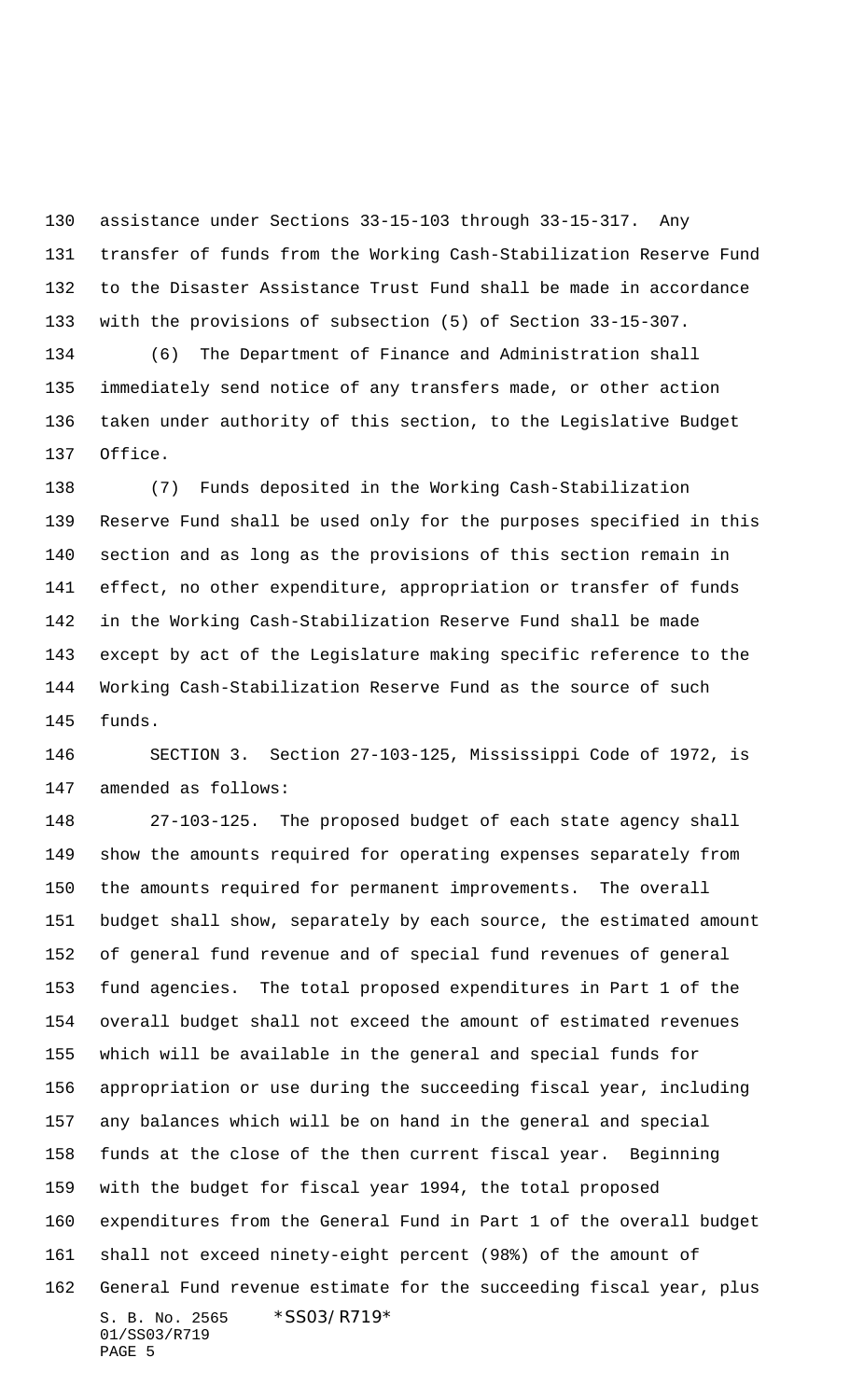assistance under Sections 33-15-103 through 33-15-317. Any transfer of funds from the Working Cash-Stabilization Reserve Fund to the Disaster Assistance Trust Fund shall be made in accordance with the provisions of subsection (5) of Section 33-15-307.

(6) The Department of Finance and Administration shall immediately send notice of any transfers made, or other action taken under authority of this section, to the Legislative Budget Office.

(7) Funds deposited in the Working Cash-Stabilization Reserve Fund shall be used only for the purposes specified in this section and as long as the provisions of this section remain in effect, no other expenditure, appropriation or transfer of funds in the Working Cash-Stabilization Reserve Fund shall be made except by act of the Legislature making specific reference to the Working Cash-Stabilization Reserve Fund as the source of such funds.

SECTION 3. Section 27-103-125, Mississippi Code of 1972, is amended as follows:

27-103-125. The proposed budget of each state agency shall show the amounts required for operating expenses separately from the amounts required for permanent improvements. The overall budget shall show, separately by each source, the estimated amount of general fund revenue and of special fund revenues of general fund agencies. The total proposed expenditures in Part 1 of the overall budget shall not exceed the amount of estimated revenues which will be available in the general and special funds for appropriation or use during the succeeding fiscal year, including any balances which will be on hand in the general and special funds at the close of the then current fiscal year. Beginning with the budget for fiscal year 1994, the total proposed expenditures from the General Fund in Part 1 of the overall budget shall not exceed ninety-eight percent (98%) of the amount of General Fund revenue estimate for the succeeding fiscal year, plus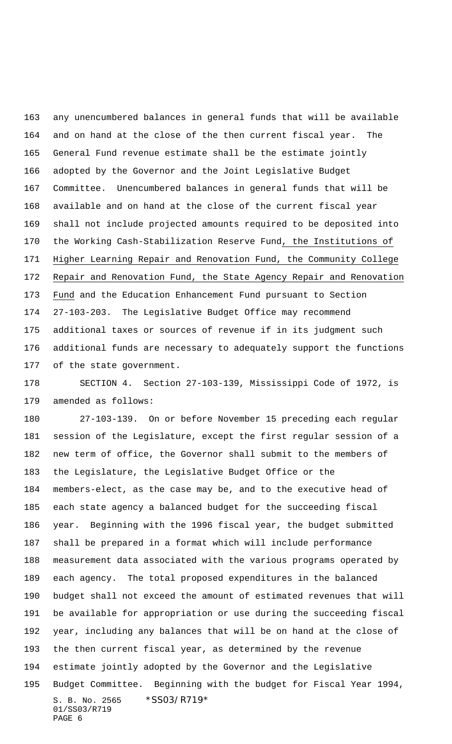any unencumbered balances in general funds that will be available and on hand at the close of the then current fiscal year. The General Fund revenue estimate shall be the estimate jointly adopted by the Governor and the Joint Legislative Budget Committee. Unencumbered balances in general funds that will be available and on hand at the close of the current fiscal year shall not include projected amounts required to be deposited into the Working Cash-Stabilization Reserve Fund, the Institutions of Higher Learning Repair and Renovation Fund, the Community College Repair and Renovation Fund, the State Agency Repair and Renovation Fund and the Education Enhancement Fund pursuant to Section 27-103-203. The Legislative Budget Office may recommend additional taxes or sources of revenue if in its judgment such additional funds are necessary to adequately support the functions of the state government.

SECTION 4. Section 27-103-139, Mississippi Code of 1972, is amended as follows:

27-103-139. On or before November 15 preceding each regular session of the Legislature, except the first regular session of a new term of office, the Governor shall submit to the members of the Legislature, the Legislative Budget Office or the members-elect, as the case may be, and to the executive head of each state agency a balanced budget for the succeeding fiscal year. Beginning with the 1996 fiscal year, the budget submitted shall be prepared in a format which will include performance measurement data associated with the various programs operated by each agency. The total proposed expenditures in the balanced budget shall not exceed the amount of estimated revenues that will be available for appropriation or use during the succeeding fiscal year, including any balances that will be on hand at the close of the then current fiscal year, as determined by the revenue estimate jointly adopted by the Governor and the Legislative Budget Committee. Beginning with the budget for Fiscal Year 1994,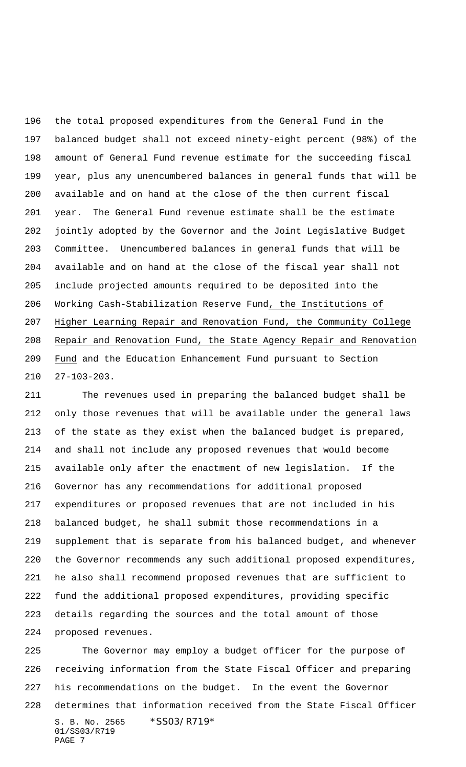the total proposed expenditures from the General Fund in the balanced budget shall not exceed ninety-eight percent (98%) of the amount of General Fund revenue estimate for the succeeding fiscal year, plus any unencumbered balances in general funds that will be available and on hand at the close of the then current fiscal year. The General Fund revenue estimate shall be the estimate jointly adopted by the Governor and the Joint Legislative Budget Committee. Unencumbered balances in general funds that will be available and on hand at the close of the fiscal year shall not include projected amounts required to be deposited into the Working Cash-Stabilization Reserve Fund, the Institutions of Higher Learning Repair and Renovation Fund, the Community College Repair and Renovation Fund, the State Agency Repair and Renovation Fund and the Education Enhancement Fund pursuant to Section 27-103-203.

The revenues used in preparing the balanced budget shall be only those revenues that will be available under the general laws of the state as they exist when the balanced budget is prepared, and shall not include any proposed revenues that would become available only after the enactment of new legislation. If the Governor has any recommendations for additional proposed expenditures or proposed revenues that are not included in his balanced budget, he shall submit those recommendations in a supplement that is separate from his balanced budget, and whenever the Governor recommends any such additional proposed expenditures, he also shall recommend proposed revenues that are sufficient to fund the additional proposed expenditures, providing specific details regarding the sources and the total amount of those proposed revenues.

The Governor may employ a budget officer for the purpose of receiving information from the State Fiscal Officer and preparing his recommendations on the budget. In the event the Governor determines that information received from the State Fiscal Officer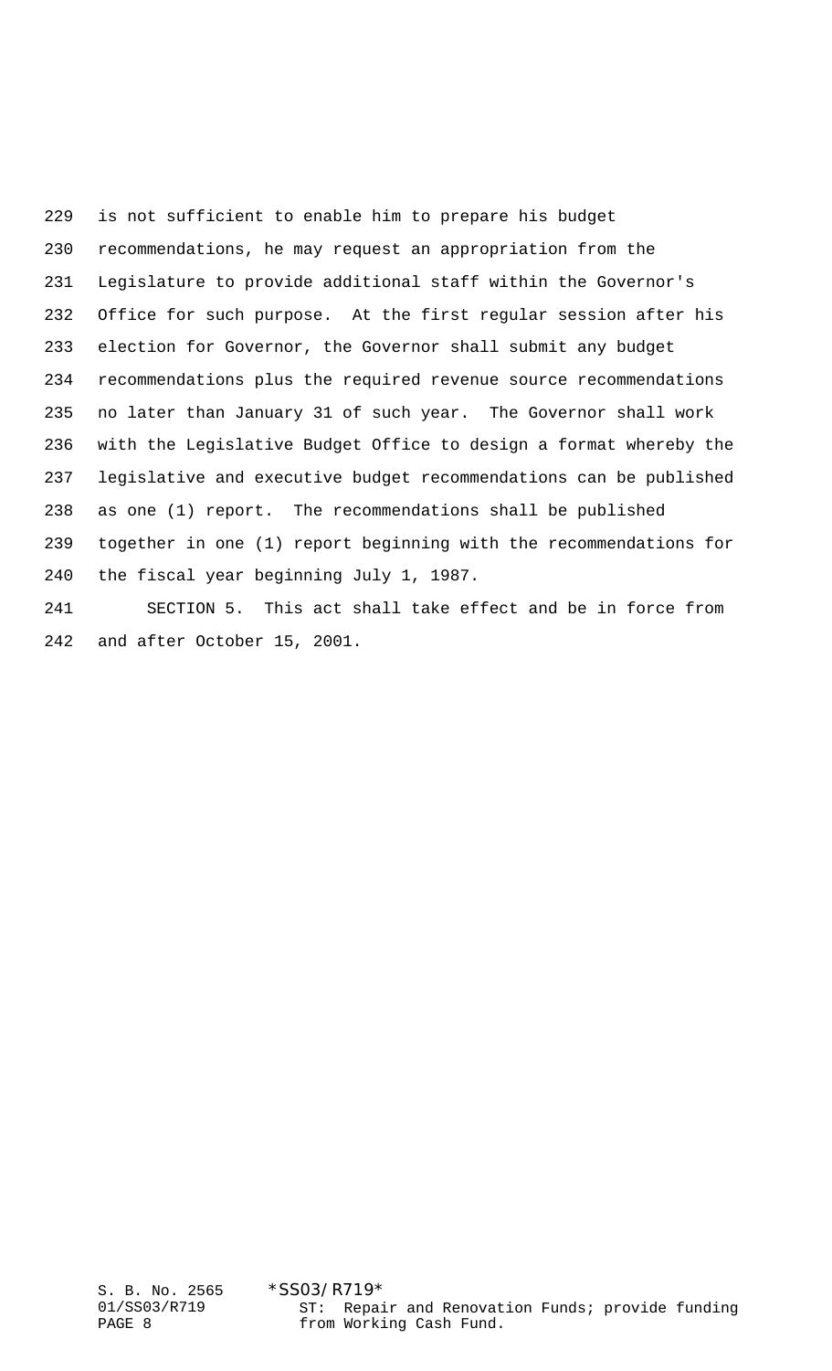is not sufficient to enable him to prepare his budget recommendations, he may request an appropriation from the Legislature to provide additional staff within the Governor's Office for such purpose. At the first regular session after his election for Governor, the Governor shall submit any budget recommendations plus the required revenue source recommendations no later than January 31 of such year. The Governor shall work with the Legislative Budget Office to design a format whereby the legislative and executive budget recommendations can be published as one (1) report. The recommendations shall be published together in one (1) report beginning with the recommendations for the fiscal year beginning July 1, 1987.

SECTION 5. This act shall take effect and be in force from and after October 15, 2001.